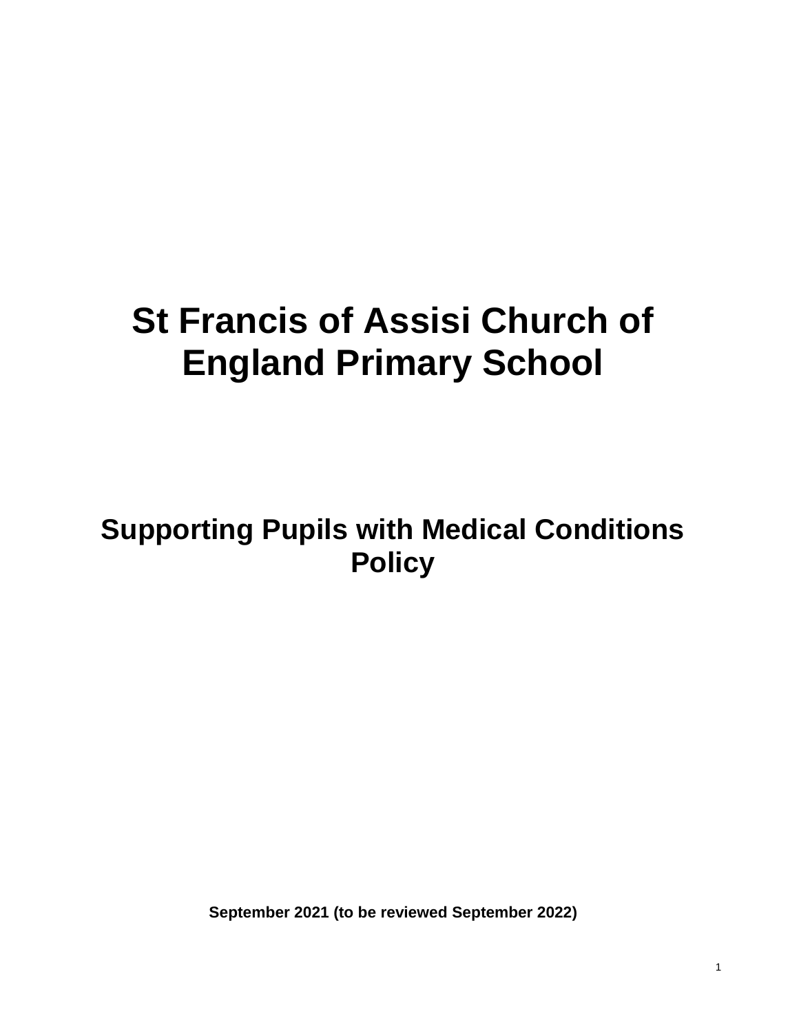# St Francis of Assisi Church of England Primary School

## Supporting Pupils with Medical Conditions Policy

**September 2021 (to be reviewed September 2022)**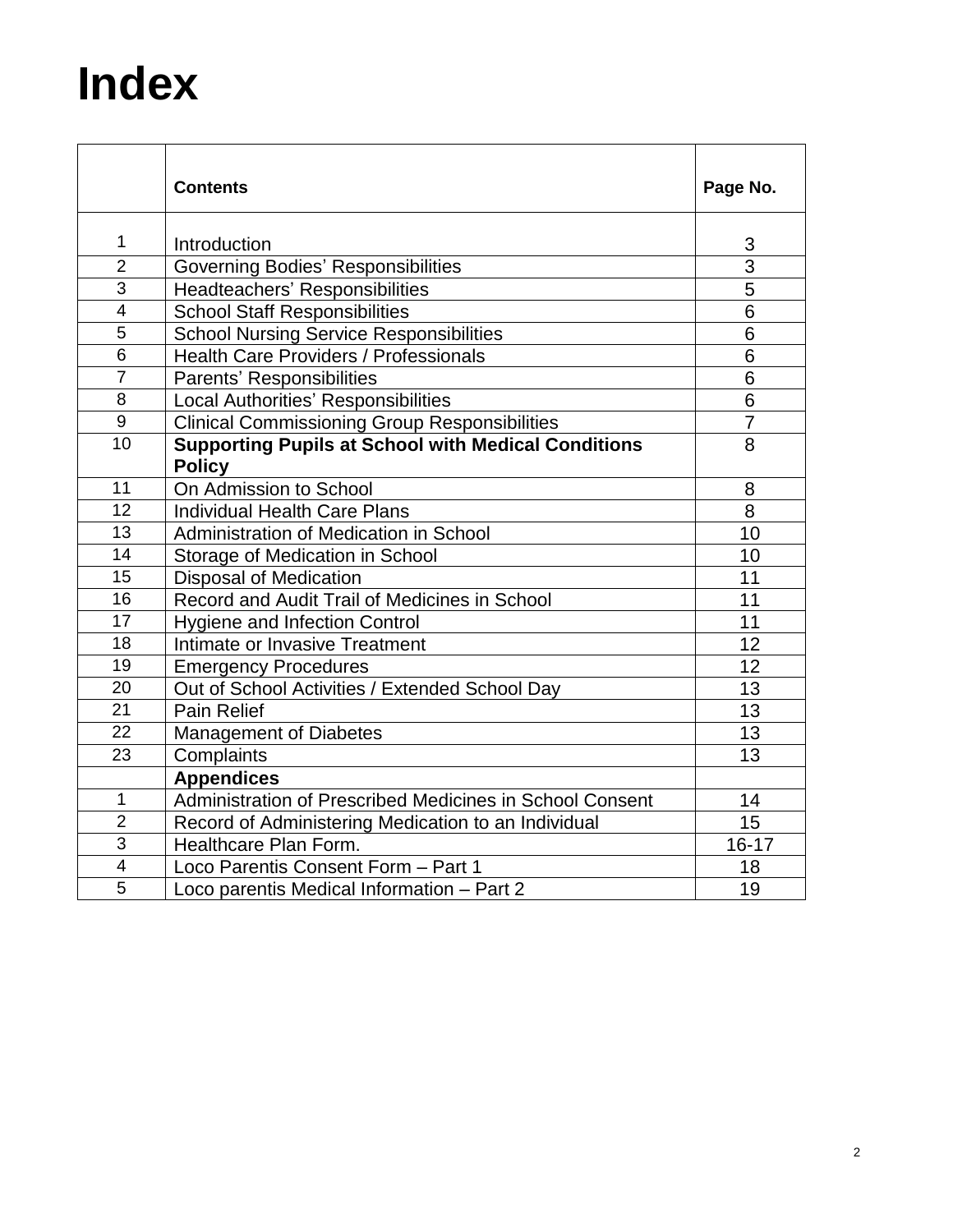# Index

|  | **Contents** | **Page No.** |
|---|---|---|
| 1 | Introduction | 3 |
| 2 | Governing Bodies' Responsibilities | 3 |
| 3 | Headteachers' Responsibilities | 5 |
| 4 | School Staff Responsibilities | 6 |
| 5 | School Nursing Service Responsibilities | 6 |
| 6 | Health Care Providers / Professionals | 6 |
| 7 | Parents' Responsibilities | 6 |
| 8 | Local Authorities' Responsibilities | 6 |
| 9 | Clinical Commissioning Group Responsibilities | 7 |
| 10 | **Supporting Pupils at School with Medical Conditions Policy** | 8 |
| 11 | On Admission to School | 8 |
| 12 | Individual Health Care Plans | 8 |
| 13 | Administration of Medication in School | 10 |
| 14 | Storage of Medication in School | 10 |
| 15 | Disposal of Medication | 11 |
| 16 | Record and Audit Trail of Medicines in School | 11 |
| 17 | Hygiene and Infection Control | 11 |
| 18 | Intimate or Invasive Treatment | 12 |
| 19 | Emergency Procedures | 12 |
| 20 | Out of School Activities / Extended School Day | 13 |
| 21 | Pain Relief | 13 |
| 22 | Management of Diabetes | 13 |
| 23 | Complaints | 13 |
|  | **Appendices** |  |
| 1 | Administration of Prescribed Medicines in School Consent | 14 |
| 2 | Record of Administering Medication to an Individual | 15 |
| 3 | Healthcare Plan Form. | 16-17 |
| 4 | Loco Parentis Consent Form – Part 1 | 18 |
| 5 | Loco parentis Medical Information – Part 2 | 19 |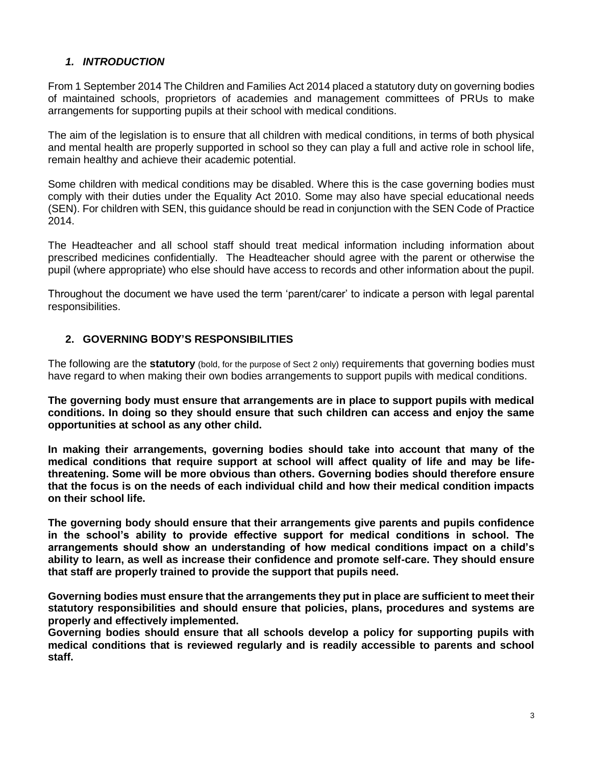## *1. INTRODUCTION*

From 1 September 2014 The Children and Families Act 2014 placed a statutory duty on governing bodies of maintained schools, proprietors of academies and management committees of PRUs to make arrangements for supporting pupils at their school with medical conditions.

The aim of the legislation is to ensure that all children with medical conditions, in terms of both physical and mental health are properly supported in school so they can play a full and active role in school life, remain healthy and achieve their academic potential.

Some children with medical conditions may be disabled. Where this is the case governing bodies must comply with their duties under the Equality Act 2010. Some may also have special educational needs (SEN). For children with SEN, this guidance should be read in conjunction with the SEN Code of Practice 2014.

The Headteacher and all school staff should treat medical information including information about prescribed medicines confidentially. The Headteacher should agree with the parent or otherwise the pupil (where appropriate) who else should have access to records and other information about the pupil.

Throughout the document we have used the term 'parent/carer' to indicate a person with legal parental responsibilities.

## 2. GOVERNING BODY'S RESPONSIBILITIES

The following are the **statutory** (bold, for the purpose of Sect 2 only) requirements that governing bodies must have regard to when making their own bodies arrangements to support pupils with medical conditions.

**The governing body must ensure that arrangements are in place to support pupils with medical conditions. In doing so they should ensure that such children can access and enjoy the same opportunities at school as any other child.**

**In making their arrangements, governing bodies should take into account that many of the medical conditions that require support at school will affect quality of life and may be life-threatening. Some will be more obvious than others. Governing bodies should therefore ensure that the focus is on the needs of each individual child and how their medical condition impacts on their school life.**

**The governing body should ensure that their arrangements give parents and pupils confidence in the school's ability to provide effective support for medical conditions in school. The arrangements should show an understanding of how medical conditions impact on a child's ability to learn, as well as increase their confidence and promote self-care. They should ensure that staff are properly trained to provide the support that pupils need.**

**Governing bodies must ensure that the arrangements they put in place are sufficient to meet their statutory responsibilities and should ensure that policies, plans, procedures and systems are properly and effectively implemented.**

**Governing bodies should ensure that all schools develop a policy for supporting pupils with medical conditions that is reviewed regularly and is readily accessible to parents and school staff.**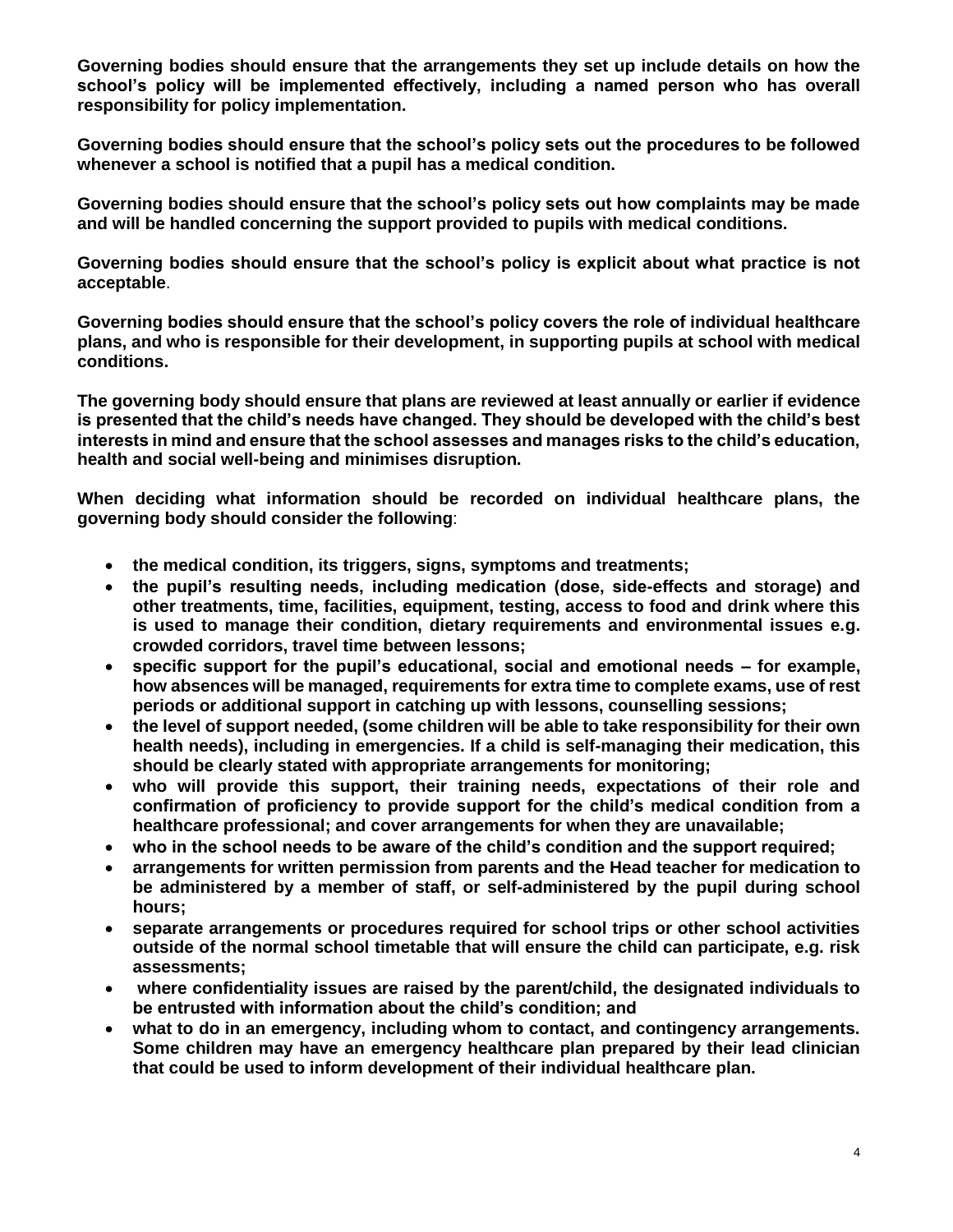**Governing bodies should ensure that the arrangements they set up include details on how the school's policy will be implemented effectively, including a named person who has overall responsibility for policy implementation.**

**Governing bodies should ensure that the school's policy sets out the procedures to be followed whenever a school is notified that a pupil has a medical condition.**

**Governing bodies should ensure that the school's policy sets out how complaints may be made and will be handled concerning the support provided to pupils with medical conditions.**

**Governing bodies should ensure that the school's policy is explicit about what practice is not acceptable**.

**Governing bodies should ensure that the school's policy covers the role of individual healthcare plans, and who is responsible for their development, in supporting pupils at school with medical conditions.**

**The governing body should ensure that plans are reviewed at least annually or earlier if evidence is presented that the child's needs have changed. They should be developed with the child's best interests in mind and ensure that the school assesses and manages risks to the child's education, health and social well-being and minimises disruption.**

**When deciding what information should be recorded on individual healthcare plans, the governing body should consider the following**:

- **the medical condition, its triggers, signs, symptoms and treatments;**
- **the pupil's resulting needs, including medication (dose, side-effects and storage) and other treatments, time, facilities, equipment, testing, access to food and drink where this is used to manage their condition, dietary requirements and environmental issues e.g. crowded corridors, travel time between lessons;**
- **specific support for the pupil's educational, social and emotional needs – for example, how absences will be managed, requirements for extra time to complete exams, use of rest periods or additional support in catching up with lessons, counselling sessions;**
- **the level of support needed, (some children will be able to take responsibility for their own health needs), including in emergencies. If a child is self-managing their medication, this should be clearly stated with appropriate arrangements for monitoring;**
- **who will provide this support, their training needs, expectations of their role and confirmation of proficiency to provide support for the child's medical condition from a healthcare professional; and cover arrangements for when they are unavailable;**
- **who in the school needs to be aware of the child's condition and the support required;**
- **arrangements for written permission from parents and the Head teacher for medication to be administered by a member of staff, or self-administered by the pupil during school hours;**
- **separate arrangements or procedures required for school trips or other school activities outside of the normal school timetable that will ensure the child can participate, e.g. risk assessments;**
- **where confidentiality issues are raised by the parent/child, the designated individuals to be entrusted with information about the child's condition; and**
- **what to do in an emergency, including whom to contact, and contingency arrangements. Some children may have an emergency healthcare plan prepared by their lead clinician that could be used to inform development of their individual healthcare plan.**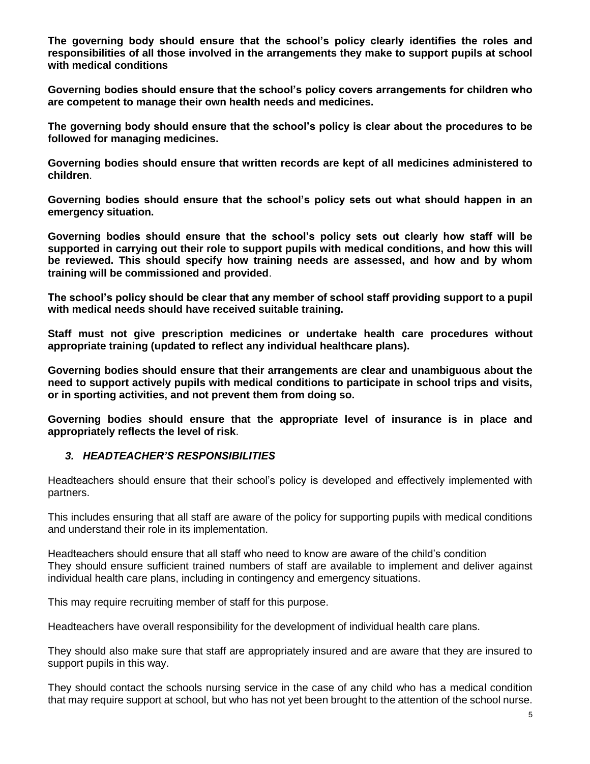**The governing body should ensure that the school's policy clearly identifies the roles and responsibilities of all those involved in the arrangements they make to support pupils at school with medical conditions**

**Governing bodies should ensure that the school's policy covers arrangements for children who are competent to manage their own health needs and medicines.**

**The governing body should ensure that the school's policy is clear about the procedures to be followed for managing medicines.**

**Governing bodies should ensure that written records are kept of all medicines administered to children**.

**Governing bodies should ensure that the school's policy sets out what should happen in an emergency situation.**

**Governing bodies should ensure that the school's policy sets out clearly how staff will be supported in carrying out their role to support pupils with medical conditions, and how this will be reviewed. This should specify how training needs are assessed, and how and by whom training will be commissioned and provided**.

**The school's policy should be clear that any member of school staff providing support to a pupil with medical needs should have received suitable training.**

**Staff must not give prescription medicines or undertake health care procedures without appropriate training (updated to reflect any individual healthcare plans).**

**Governing bodies should ensure that their arrangements are clear and unambiguous about the need to support actively pupils with medical conditions to participate in school trips and visits, or in sporting activities, and not prevent them from doing so.**

**Governing bodies should ensure that the appropriate level of insurance is in place and appropriately reflects the level of risk**.

### *3. HEADTEACHER'S RESPONSIBILITIES*

Headteachers should ensure that their school's policy is developed and effectively implemented with partners.

This includes ensuring that all staff are aware of the policy for supporting pupils with medical conditions and understand their role in its implementation.

Headteachers should ensure that all staff who need to know are aware of the child's condition
They should ensure sufficient trained numbers of staff are available to implement and deliver against individual health care plans, including in contingency and emergency situations.

This may require recruiting member of staff for this purpose.

Headteachers have overall responsibility for the development of individual health care plans.

They should also make sure that staff are appropriately insured and are aware that they are insured to support pupils in this way.

They should contact the schools nursing service in the case of any child who has a medical condition that may require support at school, but who has not yet been brought to the attention of the school nurse.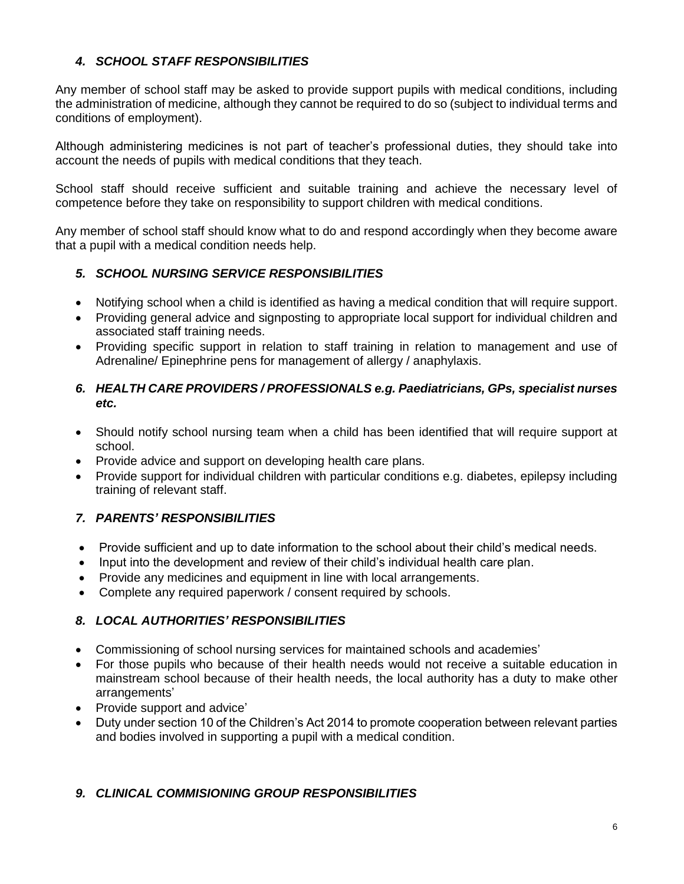### *4. SCHOOL STAFF RESPONSIBILITIES*

Any member of school staff may be asked to provide support pupils with medical conditions, including the administration of medicine, although they cannot be required to do so (subject to individual terms and conditions of employment).

Although administering medicines is not part of teacher's professional duties, they should take into account the needs of pupils with medical conditions that they teach.

School staff should receive sufficient and suitable training and achieve the necessary level of competence before they take on responsibility to support children with medical conditions.

Any member of school staff should know what to do and respond accordingly when they become aware that a pupil with a medical condition needs help.

### *5. SCHOOL NURSING SERVICE RESPONSIBILITIES*

- Notifying school when a child is identified as having a medical condition that will require support.
- Providing general advice and signposting to appropriate local support for individual children and associated staff training needs.
- Providing specific support in relation to staff training in relation to management and use of Adrenaline/ Epinephrine pens for management of allergy / anaphylaxis.

### *6. HEALTH CARE PROVIDERS / PROFESSIONALS e.g. Paediatricians, GPs, specialist nurses etc.*

- Should notify school nursing team when a child has been identified that will require support at school.
- Provide advice and support on developing health care plans.
- Provide support for individual children with particular conditions e.g. diabetes, epilepsy including training of relevant staff.

### *7. PARENTS' RESPONSIBILITIES*

- Provide sufficient and up to date information to the school about their child's medical needs.
- Input into the development and review of their child's individual health care plan.
- Provide any medicines and equipment in line with local arrangements.
- Complete any required paperwork / consent required by schools.

### *8. LOCAL AUTHORITIES' RESPONSIBILITIES*

- Commissioning of school nursing services for maintained schools and academies'
- For those pupils who because of their health needs would not receive a suitable education in mainstream school because of their health needs, the local authority has a duty to make other arrangements'
- Provide support and advice'
- Duty under section 10 of the Children's Act 2014 to promote cooperation between relevant parties and bodies involved in supporting a pupil with a medical condition.

### *9. CLINICAL COMMISIONING GROUP RESPONSIBILITIES*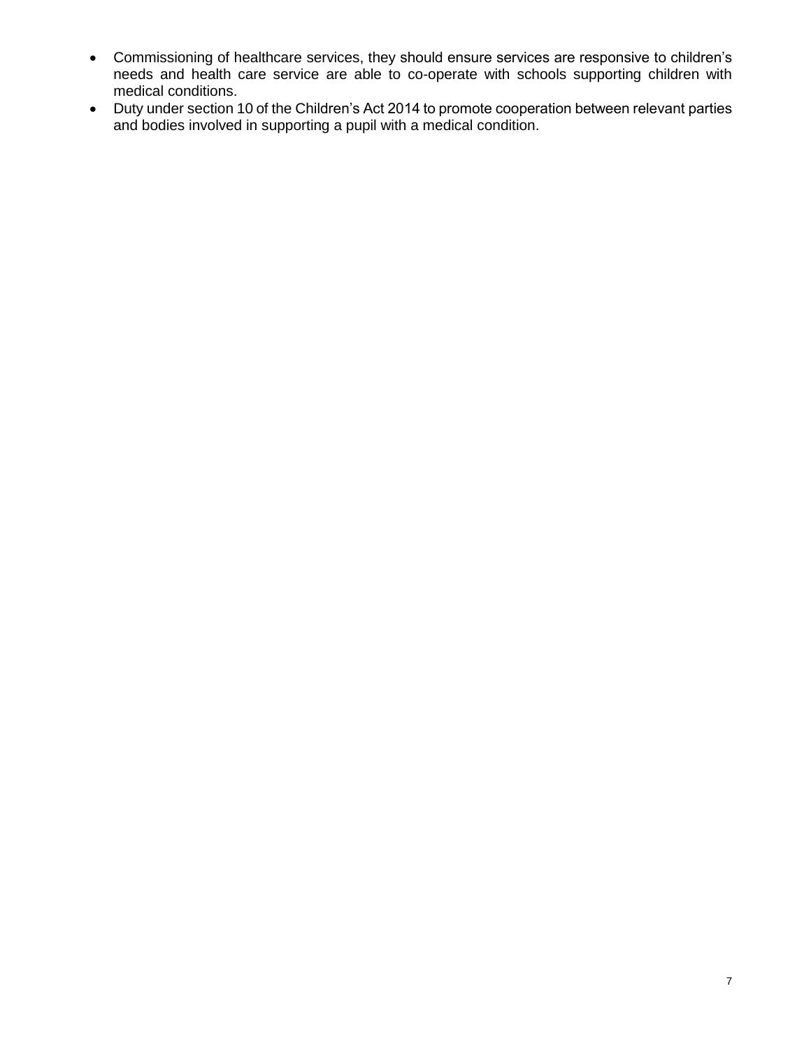- Commissioning of healthcare services, they should ensure services are responsive to children's needs and health care service are able to co-operate with schools supporting children with medical conditions.
- Duty under section 10 of the Children's Act 2014 to promote cooperation between relevant parties and bodies involved in supporting a pupil with a medical condition.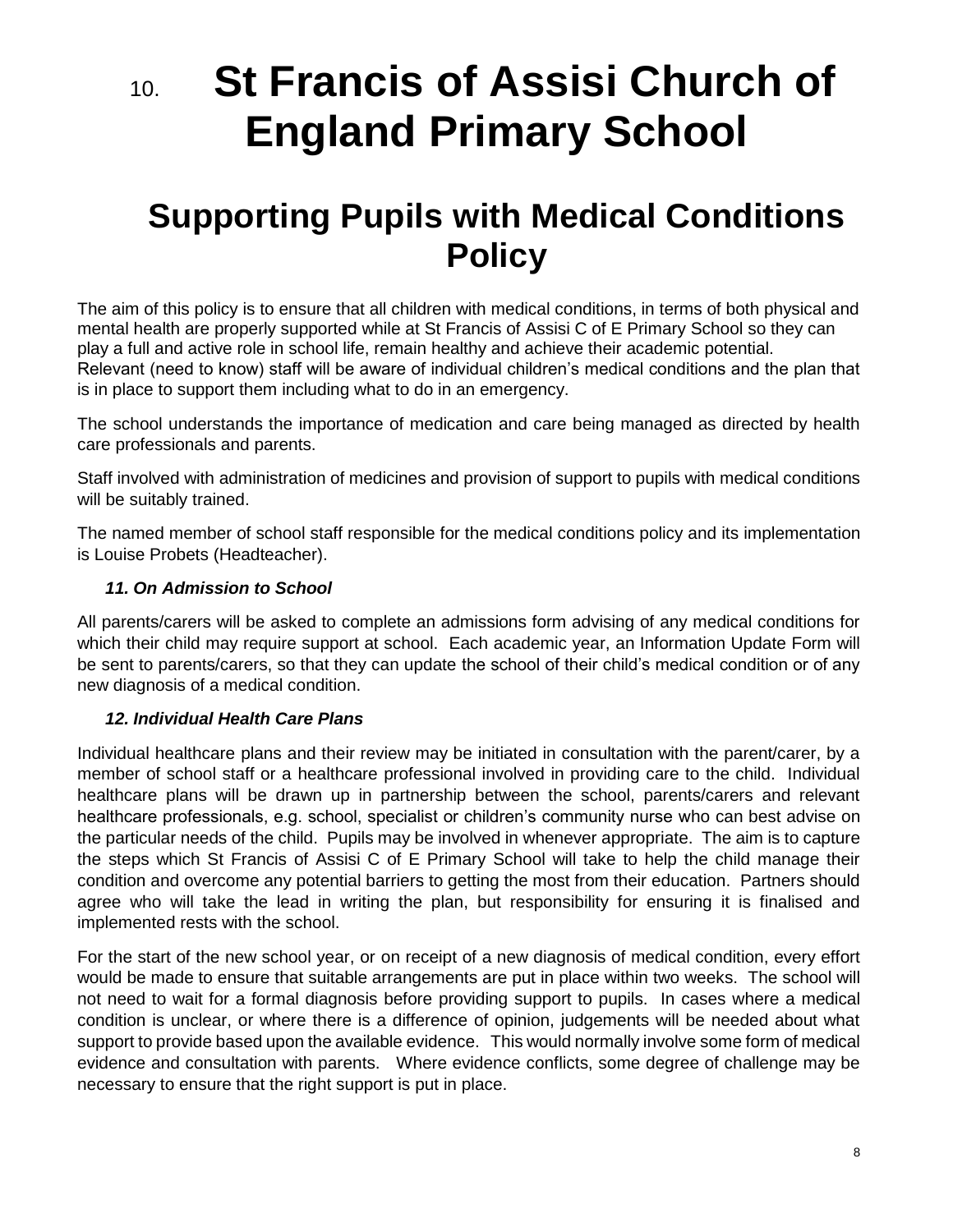# 10. St Francis of Assisi Church of England Primary School

# Supporting Pupils with Medical Conditions Policy

The aim of this policy is to ensure that all children with medical conditions, in terms of both physical and mental health are properly supported while at St Francis of Assisi C of E Primary School so they can play a full and active role in school life, remain healthy and achieve their academic potential. Relevant (need to know) staff will be aware of individual children's medical conditions and the plan that is in place to support them including what to do in an emergency.

The school understands the importance of medication and care being managed as directed by health care professionals and parents.

Staff involved with administration of medicines and provision of support to pupils with medical conditions will be suitably trained.

The named member of school staff responsible for the medical conditions policy and its implementation is Louise Probets (Headteacher).

### *11. On Admission to School*

All parents/carers will be asked to complete an admissions form advising of any medical conditions for which their child may require support at school. Each academic year, an Information Update Form will be sent to parents/carers, so that they can update the school of their child's medical condition or of any new diagnosis of a medical condition.

### *12. Individual Health Care Plans*

Individual healthcare plans and their review may be initiated in consultation with the parent/carer, by a member of school staff or a healthcare professional involved in providing care to the child. Individual healthcare plans will be drawn up in partnership between the school, parents/carers and relevant healthcare professionals, e.g. school, specialist or children's community nurse who can best advise on the particular needs of the child. Pupils may be involved in whenever appropriate. The aim is to capture the steps which St Francis of Assisi C of E Primary School will take to help the child manage their condition and overcome any potential barriers to getting the most from their education. Partners should agree who will take the lead in writing the plan, but responsibility for ensuring it is finalised and implemented rests with the school.

For the start of the new school year, or on receipt of a new diagnosis of medical condition, every effort would be made to ensure that suitable arrangements are put in place within two weeks. The school will not need to wait for a formal diagnosis before providing support to pupils. In cases where a medical condition is unclear, or where there is a difference of opinion, judgements will be needed about what support to provide based upon the available evidence. This would normally involve some form of medical evidence and consultation with parents. Where evidence conflicts, some degree of challenge may be necessary to ensure that the right support is put in place.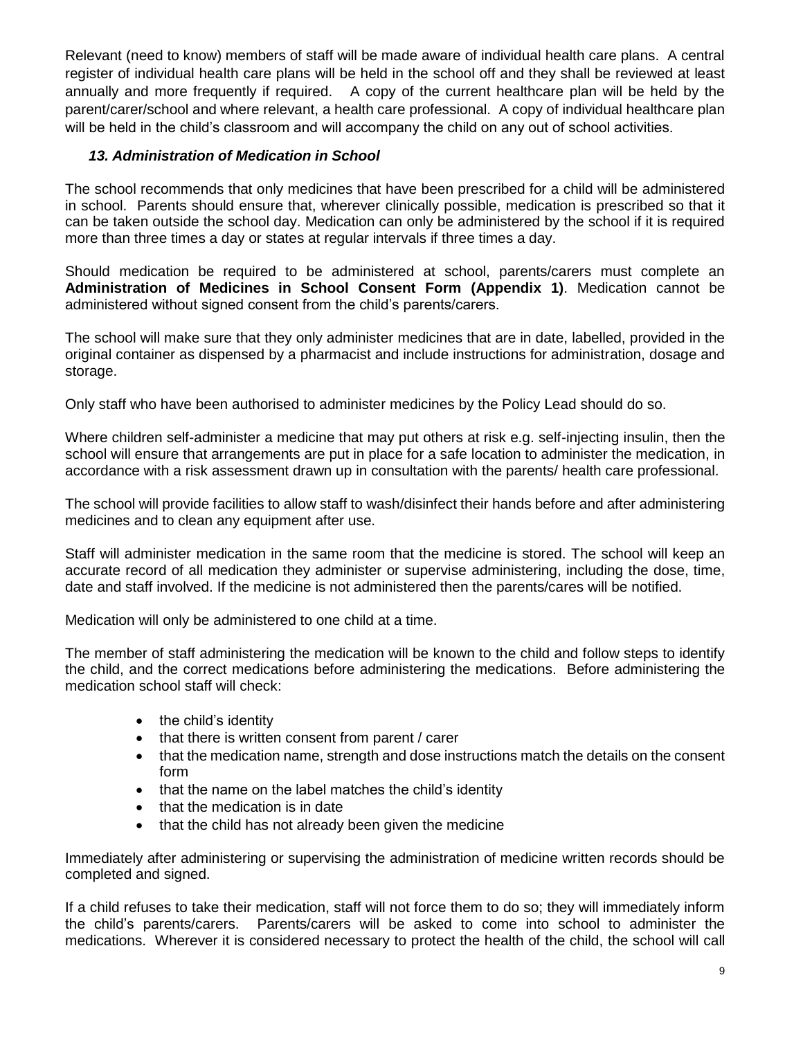Relevant (need to know) members of staff will be made aware of individual health care plans. A central register of individual health care plans will be held in the school off and they shall be reviewed at least annually and more frequently if required. A copy of the current healthcare plan will be held by the parent/carer/school and where relevant, a health care professional. A copy of individual healthcare plan will be held in the child's classroom and will accompany the child on any out of school activities.

### *13. Administration of Medication in School*

The school recommends that only medicines that have been prescribed for a child will be administered in school. Parents should ensure that, wherever clinically possible, medication is prescribed so that it can be taken outside the school day. Medication can only be administered by the school if it is required more than three times a day or states at regular intervals if three times a day.

Should medication be required to be administered at school, parents/carers must complete an **Administration of Medicines in School Consent Form (Appendix 1)**. Medication cannot be administered without signed consent from the child's parents/carers.

The school will make sure that they only administer medicines that are in date, labelled, provided in the original container as dispensed by a pharmacist and include instructions for administration, dosage and storage.

Only staff who have been authorised to administer medicines by the Policy Lead should do so.

Where children self-administer a medicine that may put others at risk e.g. self-injecting insulin, then the school will ensure that arrangements are put in place for a safe location to administer the medication, in accordance with a risk assessment drawn up in consultation with the parents/ health care professional.

The school will provide facilities to allow staff to wash/disinfect their hands before and after administering medicines and to clean any equipment after use.

Staff will administer medication in the same room that the medicine is stored. The school will keep an accurate record of all medication they administer or supervise administering, including the dose, time, date and staff involved. If the medicine is not administered then the parents/cares will be notified.

Medication will only be administered to one child at a time.

The member of staff administering the medication will be known to the child and follow steps to identify the child, and the correct medications before administering the medications. Before administering the medication school staff will check:

- the child's identity
- that there is written consent from parent / carer
- that the medication name, strength and dose instructions match the details on the consent form
- that the name on the label matches the child's identity
- that the medication is in date
- that the child has not already been given the medicine

Immediately after administering or supervising the administration of medicine written records should be completed and signed.

If a child refuses to take their medication, staff will not force them to do so; they will immediately inform the child's parents/carers. Parents/carers will be asked to come into school to administer the medications. Wherever it is considered necessary to protect the health of the child, the school will call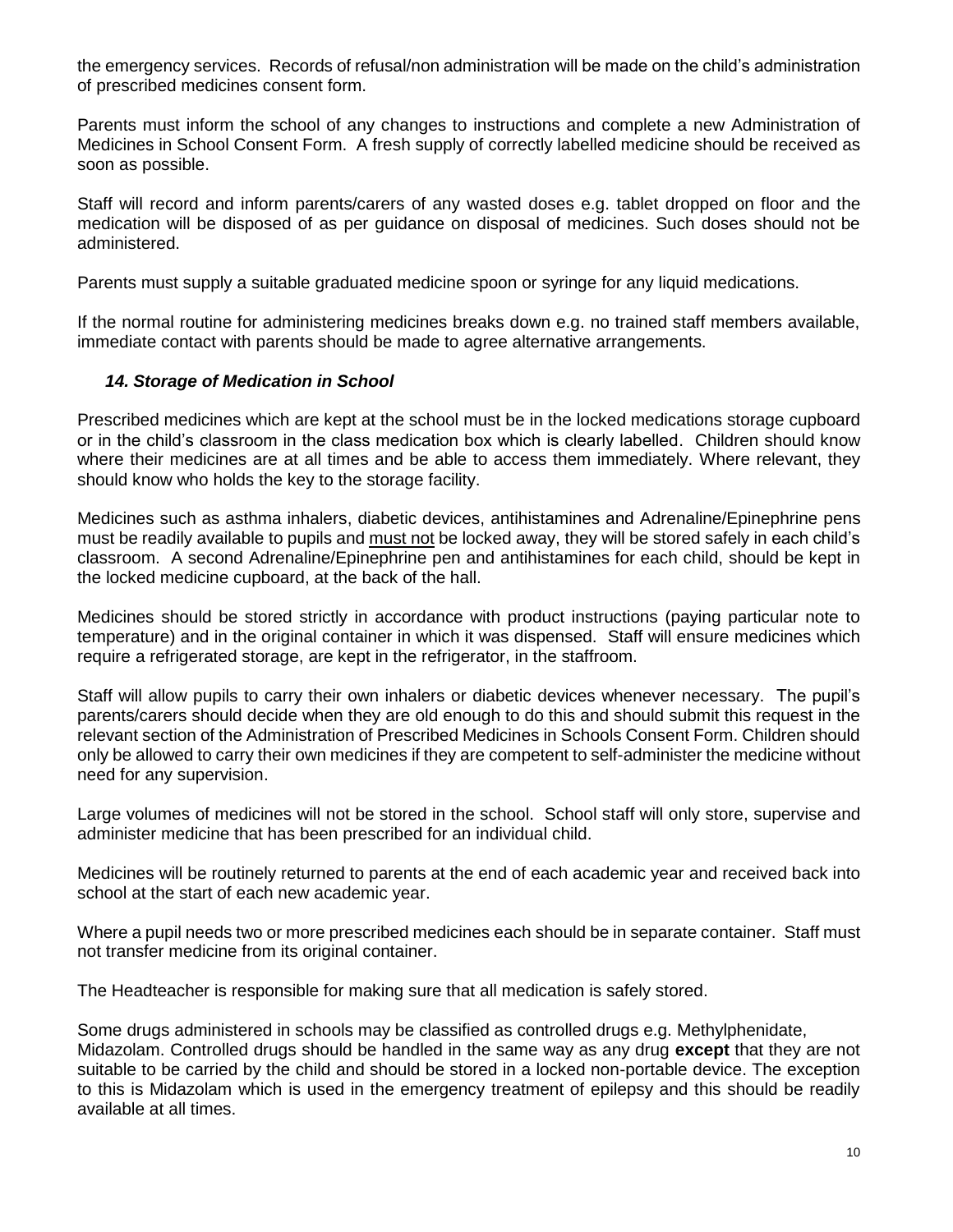the emergency services. Records of refusal/non administration will be made on the child's administration of prescribed medicines consent form.

Parents must inform the school of any changes to instructions and complete a new Administration of Medicines in School Consent Form. A fresh supply of correctly labelled medicine should be received as soon as possible.

Staff will record and inform parents/carers of any wasted doses e.g. tablet dropped on floor and the medication will be disposed of as per guidance on disposal of medicines. Such doses should not be administered.

Parents must supply a suitable graduated medicine spoon or syringe for any liquid medications.

If the normal routine for administering medicines breaks down e.g. no trained staff members available, immediate contact with parents should be made to agree alternative arrangements.

### *14. Storage of Medication in School*

Prescribed medicines which are kept at the school must be in the locked medications storage cupboard or in the child's classroom in the class medication box which is clearly labelled. Children should know where their medicines are at all times and be able to access them immediately. Where relevant, they should know who holds the key to the storage facility.

Medicines such as asthma inhalers, diabetic devices, antihistamines and Adrenaline/Epinephrine pens must be readily available to pupils and <u>must not</u> be locked away, they will be stored safely in each child's classroom. A second Adrenaline/Epinephrine pen and antihistamines for each child, should be kept in the locked medicine cupboard, at the back of the hall.

Medicines should be stored strictly in accordance with product instructions (paying particular note to temperature) and in the original container in which it was dispensed. Staff will ensure medicines which require a refrigerated storage, are kept in the refrigerator, in the staffroom.

Staff will allow pupils to carry their own inhalers or diabetic devices whenever necessary. The pupil's parents/carers should decide when they are old enough to do this and should submit this request in the relevant section of the Administration of Prescribed Medicines in Schools Consent Form. Children should only be allowed to carry their own medicines if they are competent to self-administer the medicine without need for any supervision.

Large volumes of medicines will not be stored in the school. School staff will only store, supervise and administer medicine that has been prescribed for an individual child.

Medicines will be routinely returned to parents at the end of each academic year and received back into school at the start of each new academic year.

Where a pupil needs two or more prescribed medicines each should be in separate container. Staff must not transfer medicine from its original container.

The Headteacher is responsible for making sure that all medication is safely stored.

Some drugs administered in schools may be classified as controlled drugs e.g. Methylphenidate, Midazolam. Controlled drugs should be handled in the same way as any drug **except** that they are not suitable to be carried by the child and should be stored in a locked non-portable device. The exception to this is Midazolam which is used in the emergency treatment of epilepsy and this should be readily available at all times.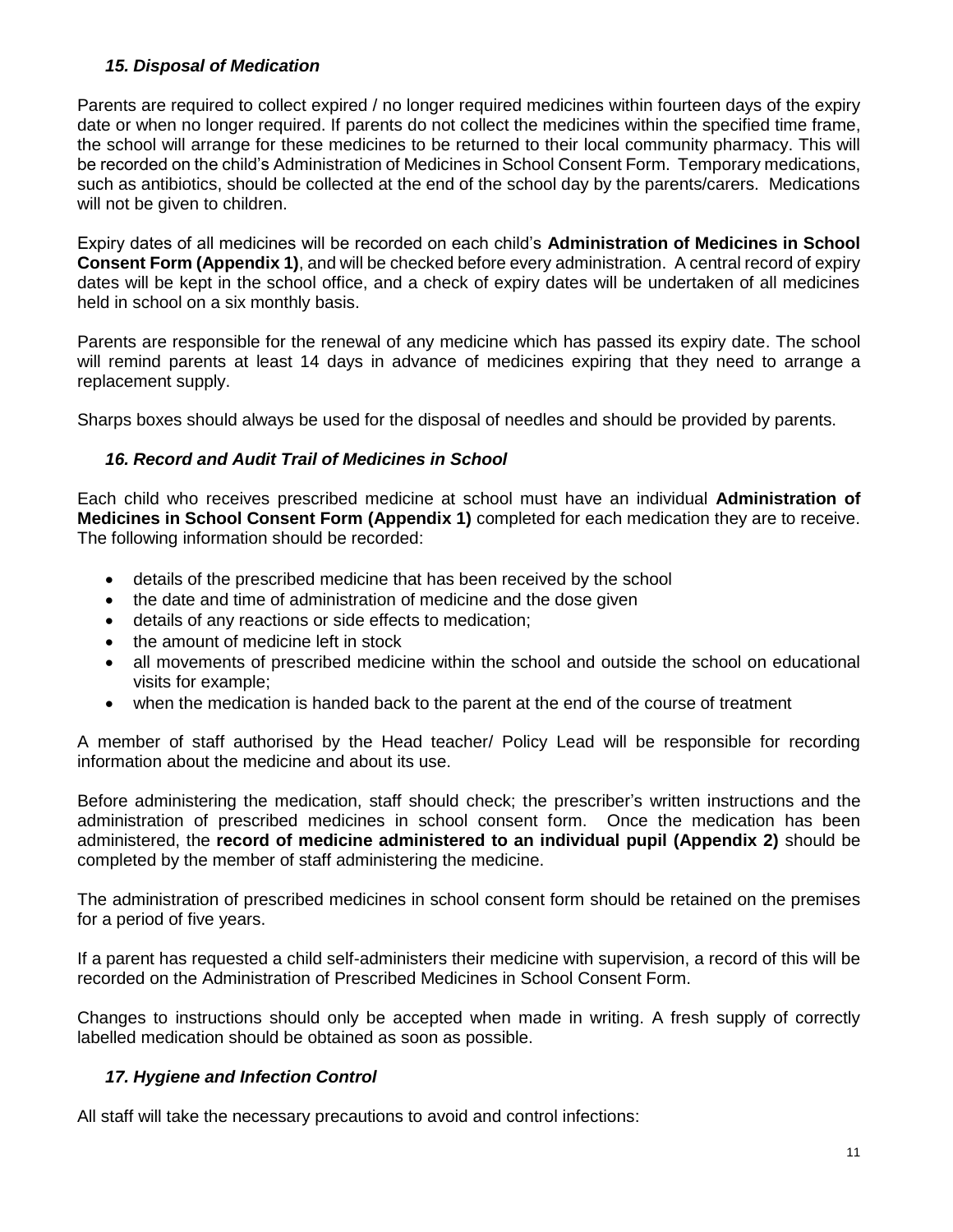### *15. Disposal of Medication*

Parents are required to collect expired / no longer required medicines within fourteen days of the expiry date or when no longer required. If parents do not collect the medicines within the specified time frame, the school will arrange for these medicines to be returned to their local community pharmacy. This will be recorded on the child's Administration of Medicines in School Consent Form. Temporary medications, such as antibiotics, should be collected at the end of the school day by the parents/carers. Medications will not be given to children.

Expiry dates of all medicines will be recorded on each child's **Administration of Medicines in School Consent Form (Appendix 1)**, and will be checked before every administration. A central record of expiry dates will be kept in the school office, and a check of expiry dates will be undertaken of all medicines held in school on a six monthly basis.

Parents are responsible for the renewal of any medicine which has passed its expiry date. The school will remind parents at least 14 days in advance of medicines expiring that they need to arrange a replacement supply.

Sharps boxes should always be used for the disposal of needles and should be provided by parents.

### *16. Record and Audit Trail of Medicines in School*

Each child who receives prescribed medicine at school must have an individual **Administration of Medicines in School Consent Form (Appendix 1)** completed for each medication they are to receive. The following information should be recorded:

- details of the prescribed medicine that has been received by the school
- the date and time of administration of medicine and the dose given
- details of any reactions or side effects to medication;
- the amount of medicine left in stock
- all movements of prescribed medicine within the school and outside the school on educational visits for example;
- when the medication is handed back to the parent at the end of the course of treatment

A member of staff authorised by the Head teacher/ Policy Lead will be responsible for recording information about the medicine and about its use.

Before administering the medication, staff should check; the prescriber's written instructions and the administration of prescribed medicines in school consent form. Once the medication has been administered, the **record of medicine administered to an individual pupil (Appendix 2)** should be completed by the member of staff administering the medicine.

The administration of prescribed medicines in school consent form should be retained on the premises for a period of five years.

If a parent has requested a child self-administers their medicine with supervision, a record of this will be recorded on the Administration of Prescribed Medicines in School Consent Form.

Changes to instructions should only be accepted when made in writing. A fresh supply of correctly labelled medication should be obtained as soon as possible.

### *17. Hygiene and Infection Control*

All staff will take the necessary precautions to avoid and control infections: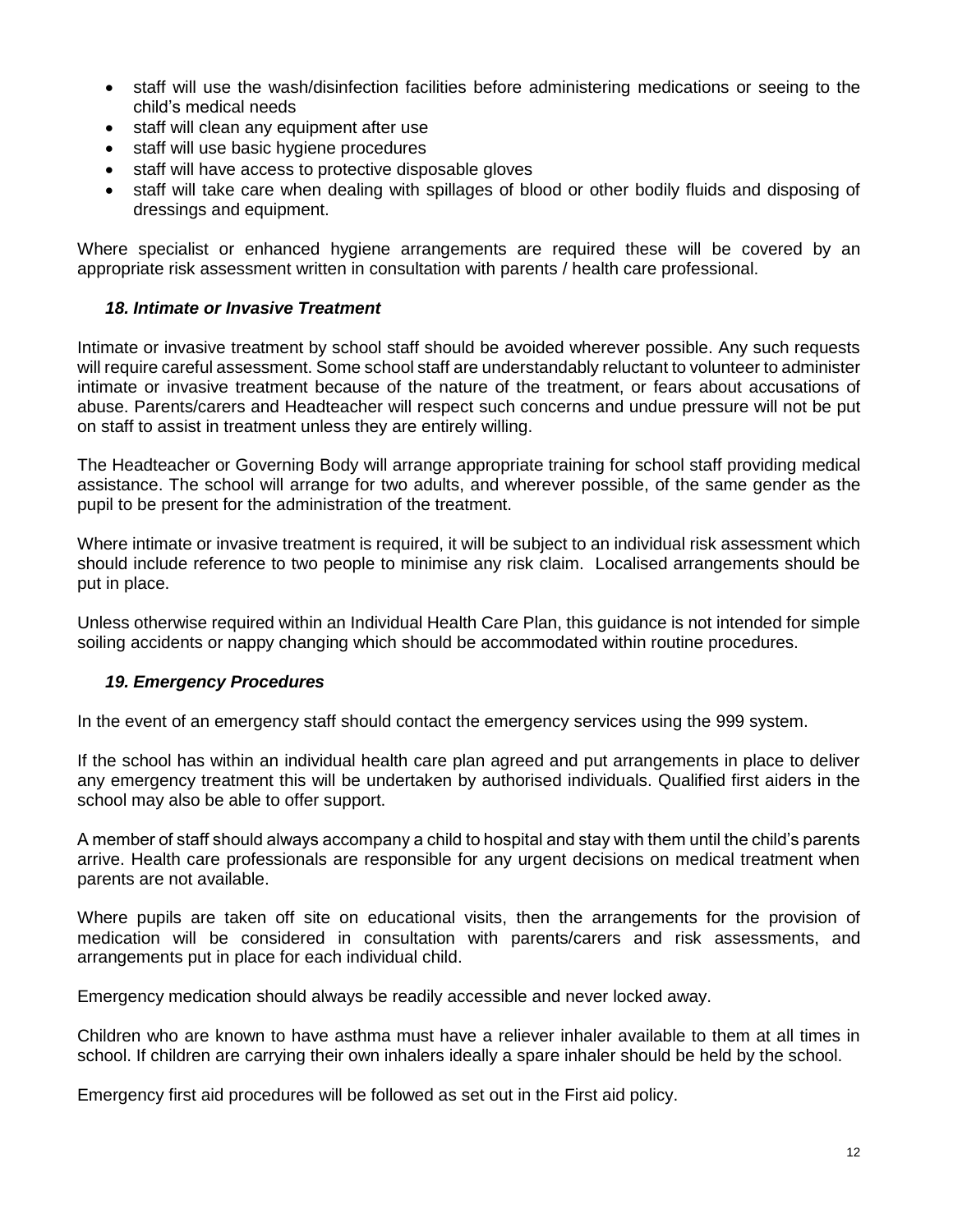- staff will use the wash/disinfection facilities before administering medications or seeing to the child's medical needs
- staff will clean any equipment after use
- staff will use basic hygiene procedures
- staff will have access to protective disposable gloves
- staff will take care when dealing with spillages of blood or other bodily fluids and disposing of dressings and equipment.

Where specialist or enhanced hygiene arrangements are required these will be covered by an appropriate risk assessment written in consultation with parents / health care professional.

### *18. Intimate or Invasive Treatment*

Intimate or invasive treatment by school staff should be avoided wherever possible. Any such requests will require careful assessment. Some school staff are understandably reluctant to volunteer to administer intimate or invasive treatment because of the nature of the treatment, or fears about accusations of abuse. Parents/carers and Headteacher will respect such concerns and undue pressure will not be put on staff to assist in treatment unless they are entirely willing.

The Headteacher or Governing Body will arrange appropriate training for school staff providing medical assistance. The school will arrange for two adults, and wherever possible, of the same gender as the pupil to be present for the administration of the treatment.

Where intimate or invasive treatment is required, it will be subject to an individual risk assessment which should include reference to two people to minimise any risk claim. Localised arrangements should be put in place.

Unless otherwise required within an Individual Health Care Plan, this guidance is not intended for simple soiling accidents or nappy changing which should be accommodated within routine procedures.

### *19. Emergency Procedures*

In the event of an emergency staff should contact the emergency services using the 999 system.

If the school has within an individual health care plan agreed and put arrangements in place to deliver any emergency treatment this will be undertaken by authorised individuals. Qualified first aiders in the school may also be able to offer support.

A member of staff should always accompany a child to hospital and stay with them until the child's parents arrive. Health care professionals are responsible for any urgent decisions on medical treatment when parents are not available.

Where pupils are taken off site on educational visits, then the arrangements for the provision of medication will be considered in consultation with parents/carers and risk assessments, and arrangements put in place for each individual child.

Emergency medication should always be readily accessible and never locked away.

Children who are known to have asthma must have a reliever inhaler available to them at all times in school. If children are carrying their own inhalers ideally a spare inhaler should be held by the school.

Emergency first aid procedures will be followed as set out in the First aid policy.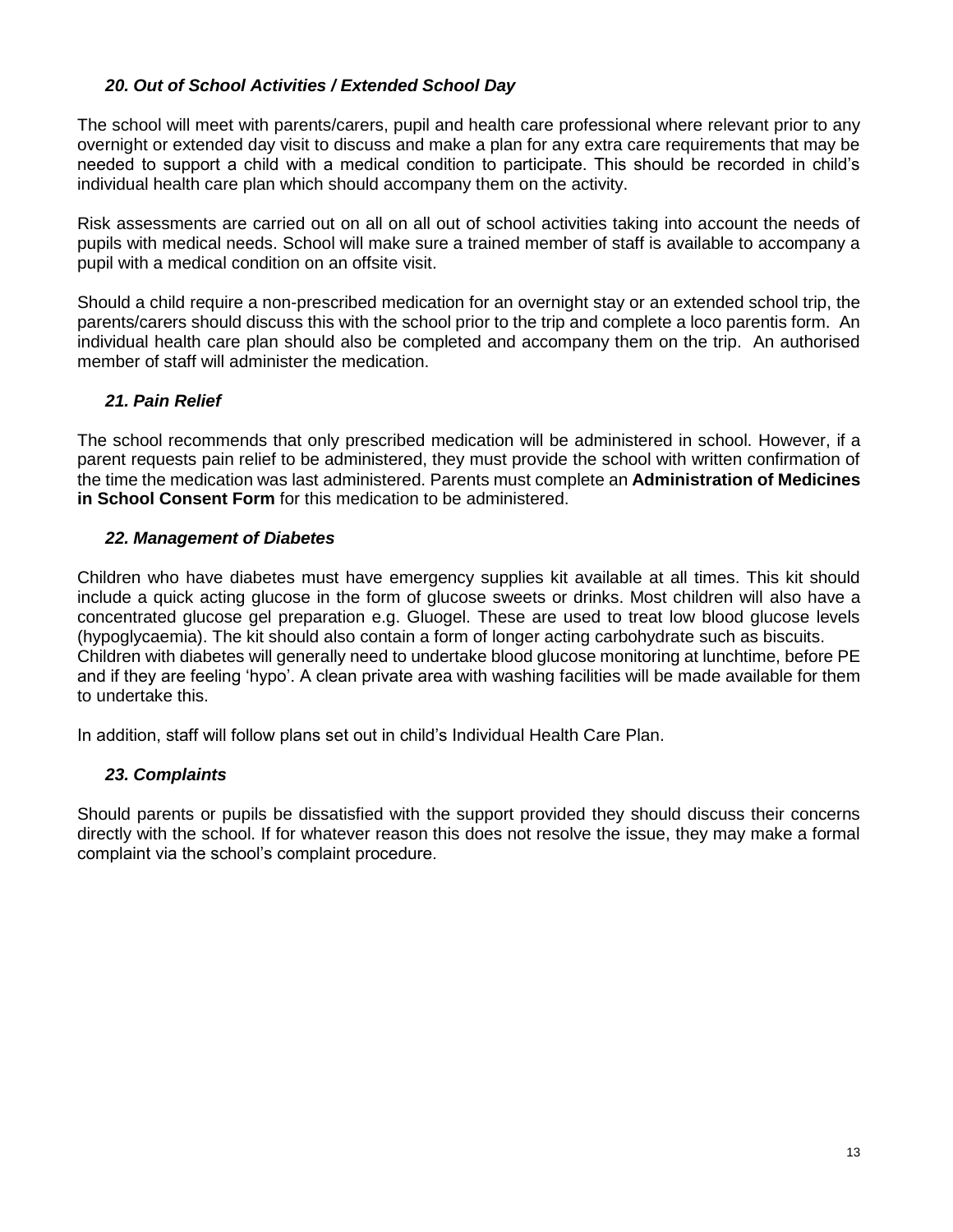### *20. Out of School Activities / Extended School Day*

The school will meet with parents/carers, pupil and health care professional where relevant prior to any overnight or extended day visit to discuss and make a plan for any extra care requirements that may be needed to support a child with a medical condition to participate. This should be recorded in child's individual health care plan which should accompany them on the activity.

Risk assessments are carried out on all on all out of school activities taking into account the needs of pupils with medical needs. School will make sure a trained member of staff is available to accompany a pupil with a medical condition on an offsite visit.

Should a child require a non-prescribed medication for an overnight stay or an extended school trip, the parents/carers should discuss this with the school prior to the trip and complete a loco parentis form. An individual health care plan should also be completed and accompany them on the trip. An authorised member of staff will administer the medication.

### *21. Pain Relief*

The school recommends that only prescribed medication will be administered in school. However, if a parent requests pain relief to be administered, they must provide the school with written confirmation of the time the medication was last administered. Parents must complete an **Administration of Medicines in School Consent Form** for this medication to be administered.

### *22. Management of Diabetes*

Children who have diabetes must have emergency supplies kit available at all times. This kit should include a quick acting glucose in the form of glucose sweets or drinks. Most children will also have a concentrated glucose gel preparation e.g. Gluogel. These are used to treat low blood glucose levels (hypoglycaemia). The kit should also contain a form of longer acting carbohydrate such as biscuits.
Children with diabetes will generally need to undertake blood glucose monitoring at lunchtime, before PE and if they are feeling 'hypo'. A clean private area with washing facilities will be made available for them to undertake this.

In addition, staff will follow plans set out in child's Individual Health Care Plan.

### *23. Complaints*

Should parents or pupils be dissatisfied with the support provided they should discuss their concerns directly with the school. If for whatever reason this does not resolve the issue, they may make a formal complaint via the school's complaint procedure.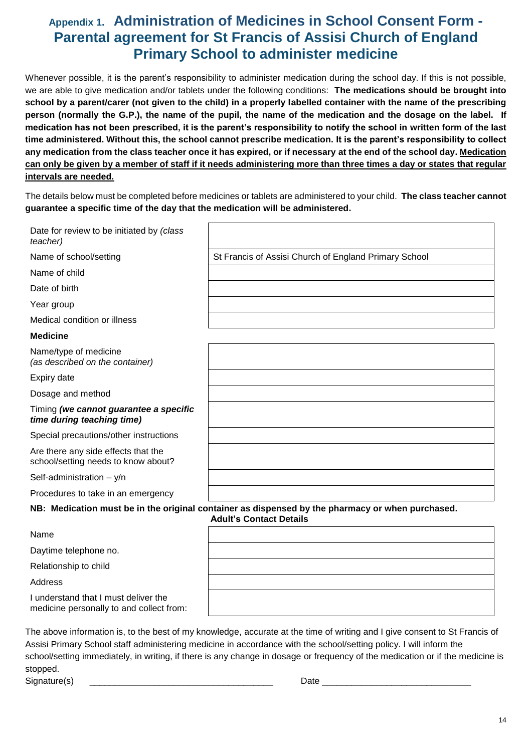# Appendix 1. Administration of Medicines in School Consent Form - Parental agreement for St Francis of Assisi Church of England Primary School to administer medicine

Whenever possible, it is the parent's responsibility to administer medication during the school day. If this is not possible, we are able to give medication and/or tablets under the following conditions: **The medications should be brought into school by a parent/carer (not given to the child) in a properly labelled container with the name of the prescribing person (normally the G.P.), the name of the pupil, the name of the medication and the dosage on the label. If medication has not been prescribed, it is the parent's responsibility to notify the school in written form of the last time administered. Without this, the school cannot prescribe medication. It is the parent's responsibility to collect any medication from the class teacher once it has expired, or if necessary at the end of the school day. <u>Medication can only be given by a member of staff if it needs administering more than three times a day or states that regular intervals are needed.</u>**

The details below must be completed before medicines or tablets are administered to your child. **The class teacher cannot guarantee a specific time of the day that the medication will be administered.**

| | |
|---|---|
| Date for review to be initiated by *(class teacher)* | |
| Name of school/setting | St Francis of Assisi Church of England Primary School |
| Name of child | |
| Date of birth | |
| Year group | |
| Medical condition or illness | |
| **Medicine** | |
| Name/type of medicine *(as described on the container)* | |
| Expiry date | |
| Dosage and method | |
| Timing ***(we cannot guarantee a specific time during teaching time)*** | |
| Special precautions/other instructions | |
| Are there any side effects that the school/setting needs to know about? | |
| Self-administration – y/n | |
| Procedures to take in an emergency | |

**NB: Medication must be in the original container as dispensed by the pharmacy or when purchased.**

**Adult's Contact Details**

| | |
|---|---|
| Name | |
| Daytime telephone no. | |
| Relationship to child | |
| Address | |
| I understand that I must deliver the medicine personally to and collect from: | |

The above information is, to the best of my knowledge, accurate at the time of writing and I give consent to St Francis of Assisi Primary School staff administering medicine in accordance with the school/setting policy. I will inform the school/setting immediately, in writing, if there is any change in dosage or frequency of the medication or if the medicine is stopped.

Signature(s) _____________________________________ Date ______________________________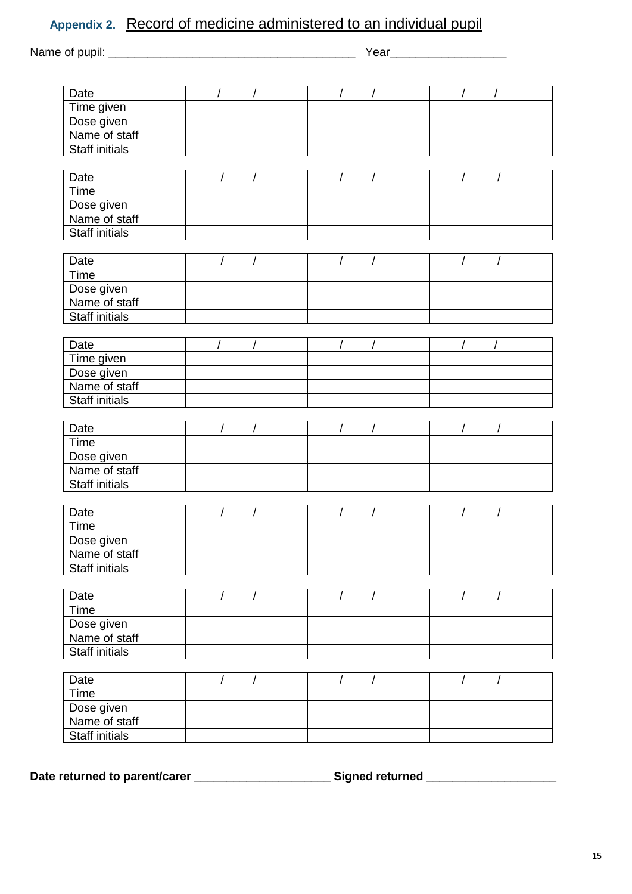## **Appendix 2.** Record of medicine administered to an individual pupil

Name of pupil: _______________________________________ Year__________________

| Date | / / | / / | / / |
|---|---|---|---|
| Time given | | | |
| Dose given | | | |
| Name of staff | | | |
| Staff initials | | | |

| Date | / / | / / | / / |
|---|---|---|---|
| Time | | | |
| Dose given | | | |
| Name of staff | | | |
| Staff initials | | | |

| Date | / / | / / | / / |
|---|---|---|---|
| Time | | | |
| Dose given | | | |
| Name of staff | | | |
| Staff initials | | | |

| Date | / / | / / | / / |
|---|---|---|---|
| Time given | | | |
| Dose given | | | |
| Name of staff | | | |
| Staff initials | | | |

| Date | / / | / / | / / |
|---|---|---|---|
| Time | | | |
| Dose given | | | |
| Name of staff | | | |
| Staff initials | | | |

| Date | / / | / / | / / |
|---|---|---|---|
| Time | | | |
| Dose given | | | |
| Name of staff | | | |
| Staff initials | | | |

| Date | / / | / / | / / |
|---|---|---|---|
| Time | | | |
| Dose given | | | |
| Name of staff | | | |
| Staff initials | | | |

| Date | / / | / / | / / |
|---|---|---|---|
| Time | | | |
| Dose given | | | |
| Name of staff | | | |
| Staff initials | | | |

**Date returned to parent/carer** ____________________ **Signed returned** ___________________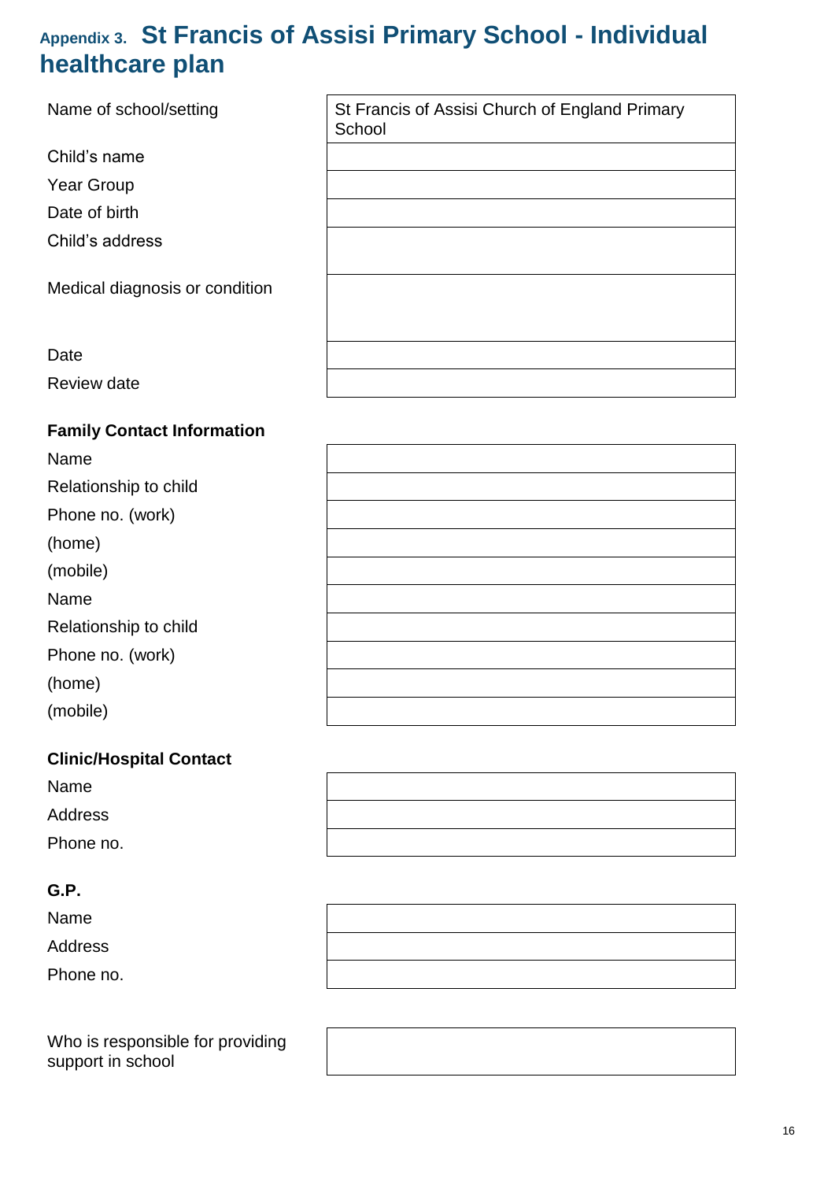# Appendix 3. St Francis of Assisi Primary School - Individual healthcare plan

| | |
|---|---|
| Name of school/setting | St Francis of Assisi Church of England Primary School |
| Child's name | |
| Year Group | |
| Date of birth | |
| Child's address | |
| Medical diagnosis or condition | |
| Date | |
| Review date | |

**Family Contact Information**

| | |
|---|---|
| Name | |
| Relationship to child | |
| Phone no. (work) | |
| (home) | |
| (mobile) | |
| Name | |
| Relationship to child | |
| Phone no. (work) | |
| (home) | |
| (mobile) | |

**Clinic/Hospital Contact**

| | |
|---|---|
| Name | |
| Address | |
| Phone no. | |

**G.P.**

| | |
|---|---|
| Name | |
| Address | |
| Phone no. | |

| | |
|---|---|
| Who is responsible for providing support in school | |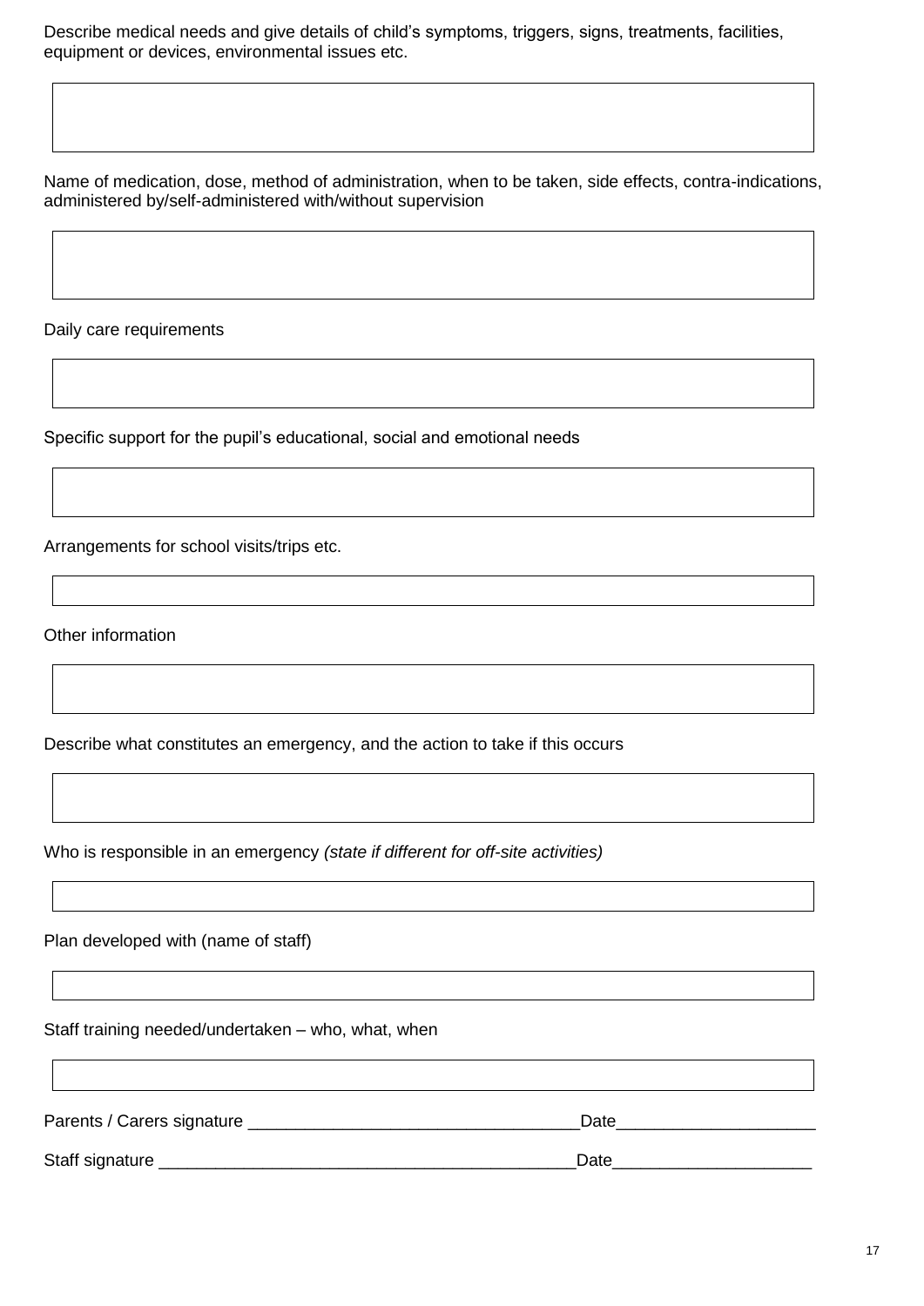Describe medical needs and give details of child's symptoms, triggers, signs, treatments, facilities, equipment or devices, environmental issues etc.

| |
|---|
| |

Name of medication, dose, method of administration, when to be taken, side effects, contra-indications, administered by/self-administered with/without supervision

| |
|---|
| |

Daily care requirements

| |
|---|
| |

Specific support for the pupil's educational, social and emotional needs

| |
|---|
| |

Arrangements for school visits/trips etc.

| |
|---|
| |

Other information

| |
|---|
| |

Describe what constitutes an emergency, and the action to take if this occurs

| |
|---|
| |

Who is responsible in an emergency *(state if different for off-site activities)*

| |
|---|
| |

Plan developed with (name of staff)

| |
|---|
| |

Staff training needed/undertaken – who, what, when

| |
|---|
| |

Parents / Carers signature ___________________________________Date_____________________

Staff signature ___________________________________________Date_____________________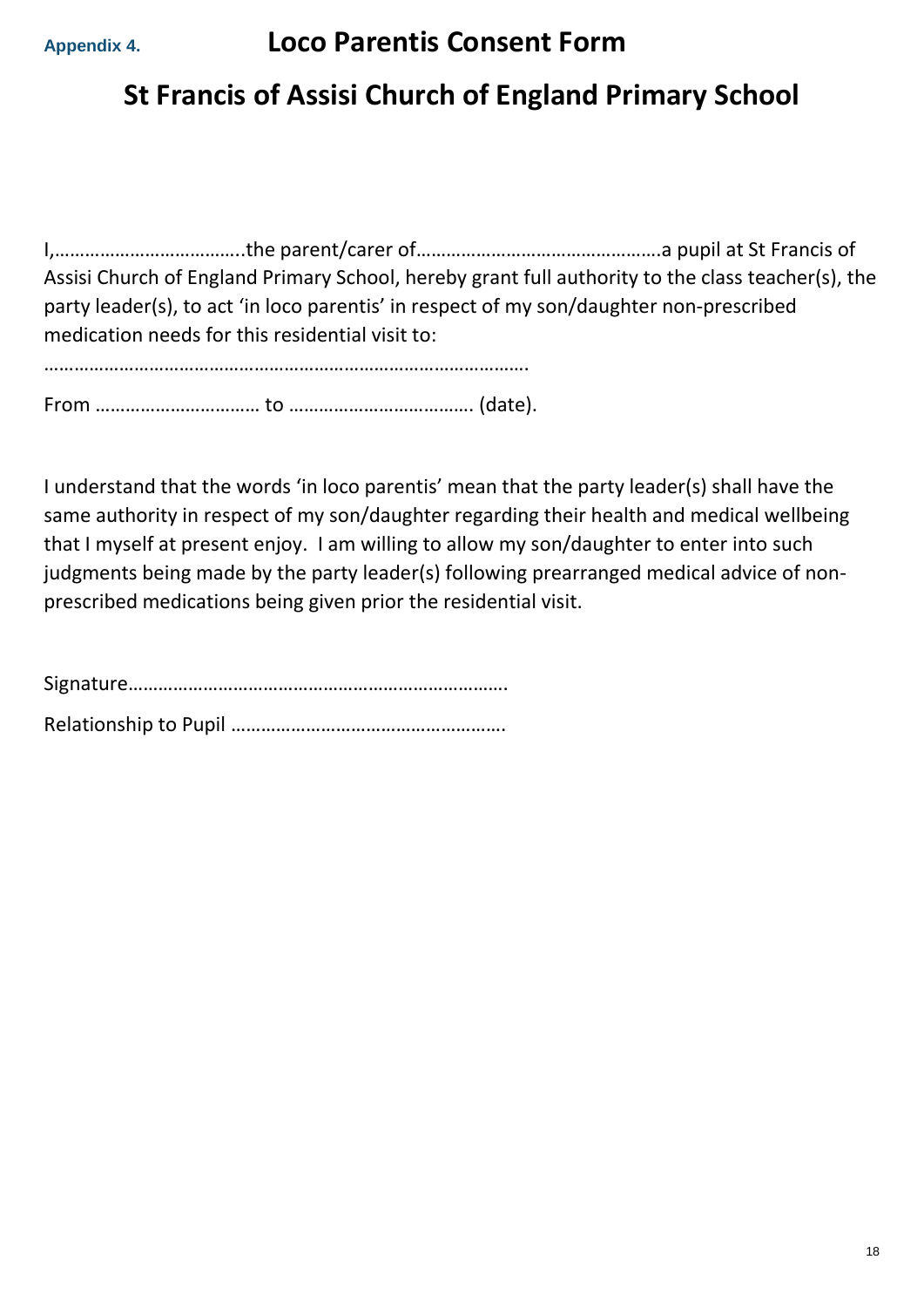**Appendix 4.**

# Loco Parentis Consent Form

## St Francis of Assisi Church of England Primary School

I,………………………………..the parent/carer of………………………………………….a pupil at St Francis of Assisi Church of England Primary School, hereby grant full authority to the class teacher(s), the party leader(s), to act 'in loco parentis' in respect of my son/daughter non-prescribed medication needs for this residential visit to:

…………………………………………………………………………………….

From …………………………… to ………………………………. (date).

I understand that the words 'in loco parentis' mean that the party leader(s) shall have the same authority in respect of my son/daughter regarding their health and medical wellbeing that I myself at present enjoy. I am willing to allow my son/daughter to enter into such judgments being made by the party leader(s) following prearranged medical advice of non-prescribed medications being given prior the residential visit.

Signature…………………………………………………………………

Relationship to Pupil ……………………………………………….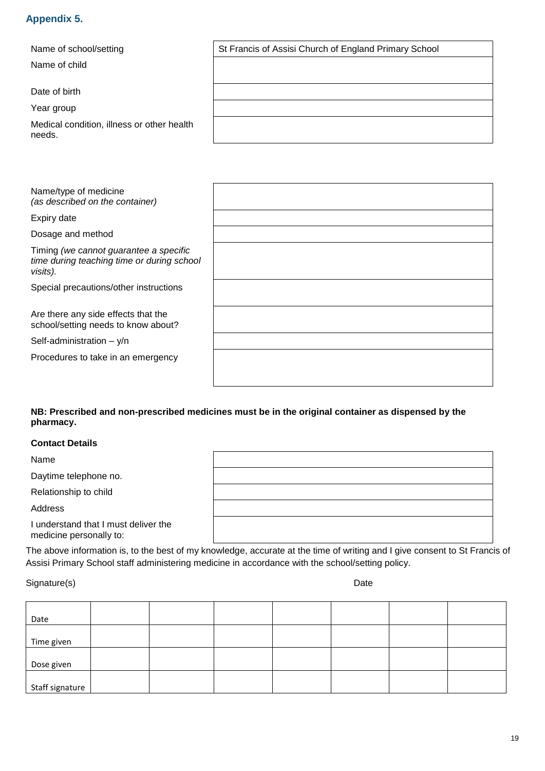**Appendix 5.**

| | |
|---|---|
| Name of school/setting | St Francis of Assisi Church of England Primary School |
| Name of child | |
| Date of birth | |
| Year group | |
| Medical condition, illness or other health needs. | |

| | |
|---|---|
| Name/type of medicine *(as described on the container)* | |
| Expiry date | |
| Dosage and method | |
| Timing *(we cannot guarantee a specific time during teaching time or during school visits).* | |
| Special precautions/other instructions | |
| Are there any side effects that the school/setting needs to know about? | |
| Self-administration – y/n | |
| Procedures to take in an emergency | |

**NB: Prescribed and non-prescribed medicines must be in the original container as dispensed by the pharmacy.**

**Contact Details**

| | |
|---|---|
| Name | |
| Daytime telephone no. | |
| Relationship to child | |
| Address | |
| I understand that I must deliver the medicine personally to: | |

The above information is, to the best of my knowledge, accurate at the time of writing and I give consent to St Francis of Assisi Primary School staff administering medicine in accordance with the school/setting policy.

Signature(s) Date

| | | | | | | | |
|---|---|---|---|---|---|---|---|
| Date | | | | | | | |
| Time given | | | | | | | |
| Dose given | | | | | | | |
| Staff signature | | | | | | | |